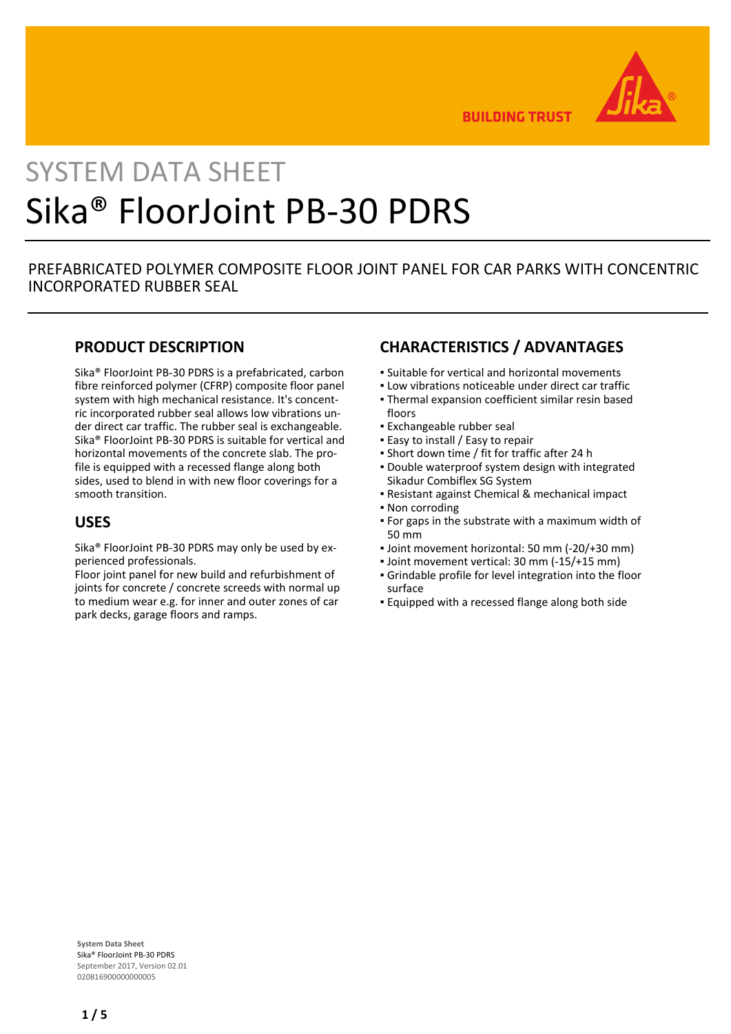# SYSTEM DATA SHEET

# Sika® FloorJoint PB-30 PDRS

PREFABRICATED POLYMER COMPOSITE FLOOR JOINT PANEL FOR CAR PARKS WITH CONCENTRIC INCORPORATED RUBBER SEAL

## PRODUCT DESCRIPTION

Sika® FloorJoint PB-30 PDRS is a prefabricated, carbon fibre reinforced polymer (CFRP) composite floor panel system with high mechanical resistance. It's concentric incorporated rubber seal allows low vibrations under direct car traffic. The rubber seal is exchangeable. Sika® FloorJoint PB-30 PDRS is suitable for vertical and horizontal movements of the concrete slab. The profile is equipped with a recessed flange along both sides, used to blend in with new floor coverings for a smooth transition.

## USES

Sika® FloorJoint PB-30 PDRS may only be used by experienced professionals.
Floor joint panel for new build and refurbishment of joints for concrete / concrete screeds with normal up to medium wear e.g. for inner and outer zones of car park decks, garage floors and ramps.

## CHARACTERISTICS / ADVANTAGES

- Suitable for vertical and horizontal movements
- Low vibrations noticeable under direct car traffic
- Thermal expansion coefficient similar resin based floors
- Exchangeable rubber seal
- Easy to install / Easy to repair
- Short down time / fit for traffic after 24 h
- Double waterproof system design with integrated Sikadur Combiflex SG System
- Resistant against Chemical & mechanical impact
- Non corroding
- For gaps in the substrate with a maximum width of 50 mm
- Joint movement horizontal: 50 mm (-20/+30 mm)
- Joint movement vertical: 30 mm (-15/+15 mm)
- Grindable profile for level integration into the floor surface
- Equipped with a recessed flange along both side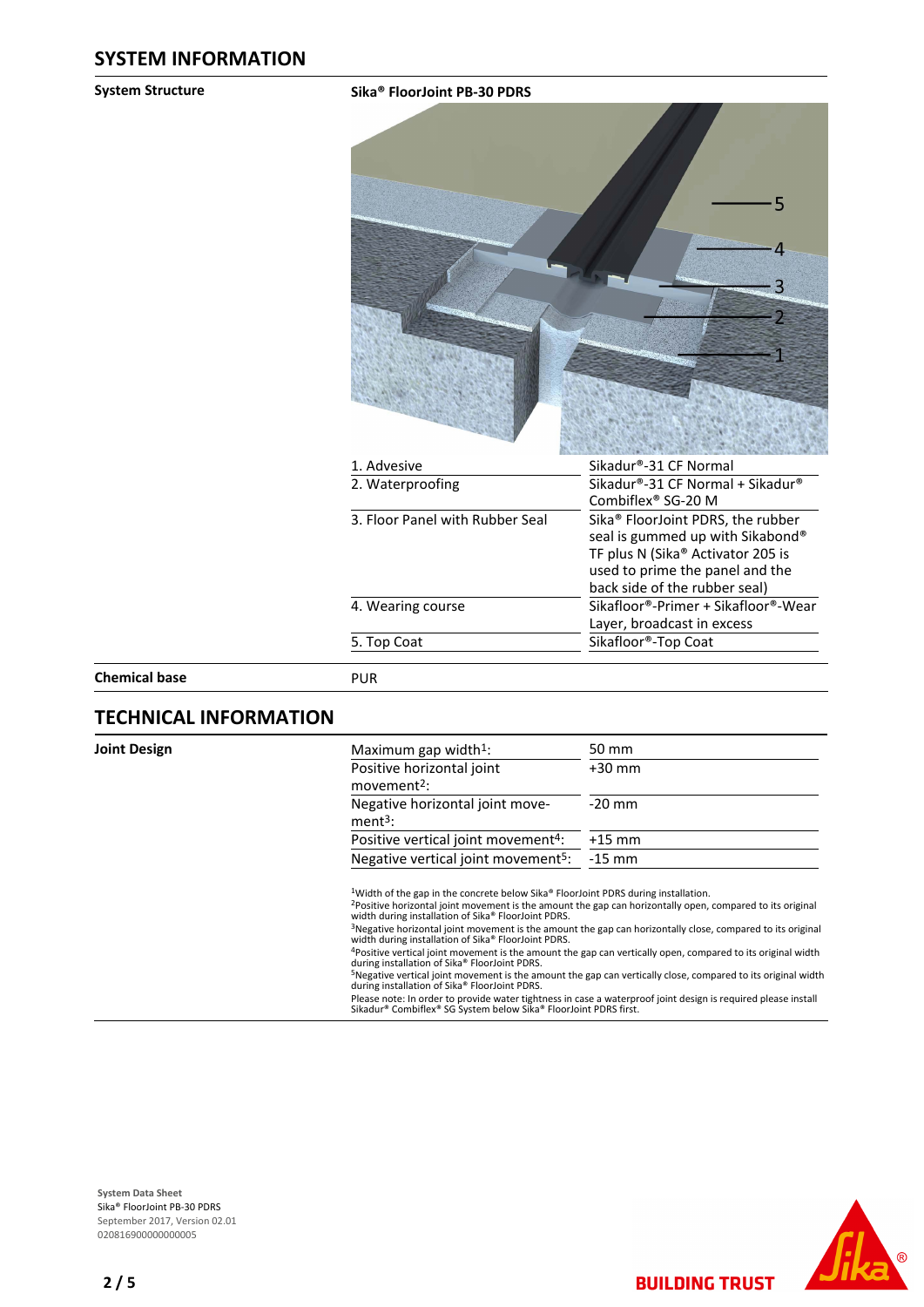## SYSTEM INFORMATION

**System Structure**

**Sika® FloorJoint PB-30 PDRS**

| | |
|---|---|
| 1. Advesive | Sikadur®-31 CF Normal |
| 2. Waterproofing | Sikadur®-31 CF Normal + Sikadur® Combiflex® SG-20 M |
| 3. Floor Panel with Rubber Seal | Sika® FloorJoint PDRS, the rubber seal is gummed up with Sikabond® TF plus N (Sika® Activator 205 is used to prime the panel and the back side of the rubber seal) |
| 4. Wearing course | Sikafloor®-Primer + Sikafloor®-Wear Layer, broadcast in excess |
| 5. Top Coat | Sikafloor®-Top Coat |

**Chemical base**

PUR

## TECHNICAL INFORMATION

**Joint Design**

| | |
|---|---|
| Maximum gap width[1]: | 50 mm |
| Positive horizontal joint movement[2]: | +30 mm |
| Negative horizontal joint movement[3]: | -20 mm |
| Positive vertical joint movement[4]: | +15 mm |
| Negative vertical joint movement[5]: | -15 mm |

[1]Width of the gap in the concrete below Sika® FloorJoint PDRS during installation.
[2]Positive horizontal joint movement is the amount the gap can horizontally open, compared to its original width during installation of Sika® FloorJoint PDRS.
[3]Negative horizontal joint movement is the amount the gap can horizontally close, compared to its original width during installation of Sika® FloorJoint PDRS.
[4]Positive vertical joint movement is the amount the gap can vertically open, compared to its original width during installation of Sika® FloorJoint PDRS.
[5]Negative vertical joint movement is the amount the gap can vertically close, compared to its original width during installation of Sika® FloorJoint PDRS.
Please note: In order to provide water tightness in case a waterproof joint design is required please install Sikadur® Combiflex® SG System below Sika® FloorJoint PDRS first.

**System Data Sheet**
Sika® FloorJoint PB-30 PDRS
September 2017, Version 02.01
020816900000000005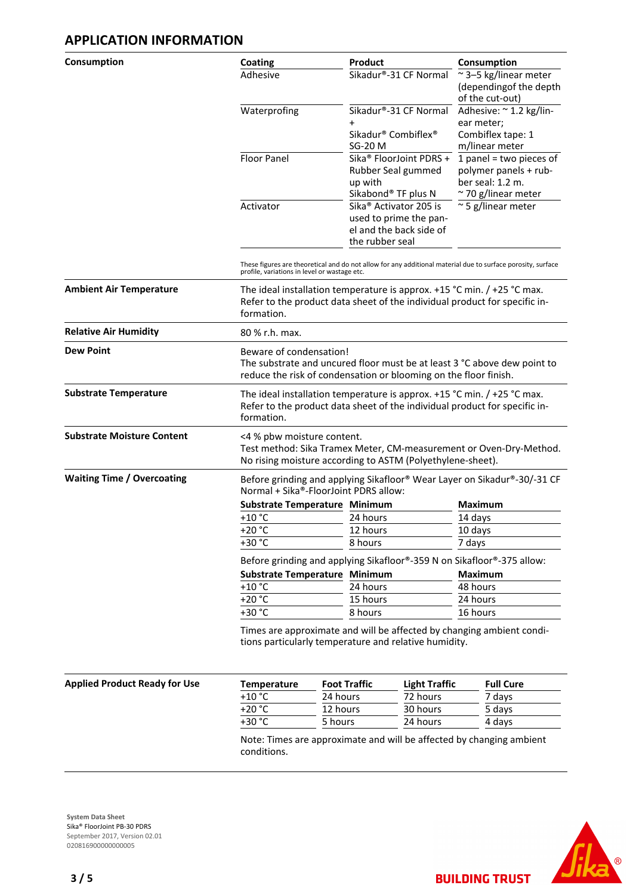## APPLICATION INFORMATION

**Consumption**

| Coating | Product | Consumption |
|---|---|---|
| Adhesive | Sikadur®-31 CF Normal | ~ 3–5 kg/linear meter (dependingof the depth of the cut-out) |
| Waterprofing | Sikadur®-31 CF Normal + Sikadur® Combiflex® SG-20 M | Adhesive: ~ 1.2 kg/linear meter; Combiflex tape: 1 m/linear meter |
| Floor Panel | Sika® FloorJoint PDRS + Rubber Seal gummed up with Sikabond® TF plus N | 1 panel = two pieces of polymer panels + rubber seal: 1.2 m. ~ 70 g/linear meter |
| Activator | Sika® Activator 205 is used to prime the panel and the back side of the rubber seal | ~ 5 g/linear meter |

These figures are theoretical and do not allow for any additional material due to surface porosity, surface profile, variations in level or wastage etc.

**Ambient Air Temperature**

The ideal installation temperature is approx. +15 °C min. / +25 °C max. Refer to the product data sheet of the individual product for specific information.

**Relative Air Humidity**

80 % r.h. max.

**Dew Point**

Beware of condensation!
The substrate and uncured floor must be at least 3 °C above dew point to reduce the risk of condensation or blooming on the floor finish.

**Substrate Temperature**

The ideal installation temperature is approx. +15 °C min. / +25 °C max. Refer to the product data sheet of the individual product for specific information.

**Substrate Moisture Content**

<4 % pbw moisture content.
Test method: Sika Tramex Meter, CM-measurement or Oven-Dry-Method.
No rising moisture according to ASTM (Polyethylene-sheet).

**Waiting Time / Overcoating**

Before grinding and applying Sikafloor® Wear Layer on Sikadur®-30/-31 CF Normal + Sika®-FloorJoint PDRS allow:

| Substrate Temperature | Minimum | Maximum |
|---|---|---|
| +10 °C | 24 hours | 14 days |
| +20 °C | 12 hours | 10 days |
| +30 °C | 8 hours | 7 days |

Before grinding and applying Sikafloor®-359 N on Sikafloor®-375 allow:

| Substrate Temperature | Minimum | Maximum |
|---|---|---|
| +10 °C | 24 hours | 48 hours |
| +20 °C | 15 hours | 24 hours |
| +30 °C | 8 hours | 16 hours |

Times are approximate and will be affected by changing ambient conditions particularly temperature and relative humidity.

**Applied Product Ready for Use**

| Temperature | Foot Traffic | Light Traffic | Full Cure |
|---|---|---|---|
| +10 °C | 24 hours | 72 hours | 7 days |
| +20 °C | 12 hours | 30 hours | 5 days |
| +30 °C | 5 hours | 24 hours | 4 days |

Note: Times are approximate and will be affected by changing ambient conditions.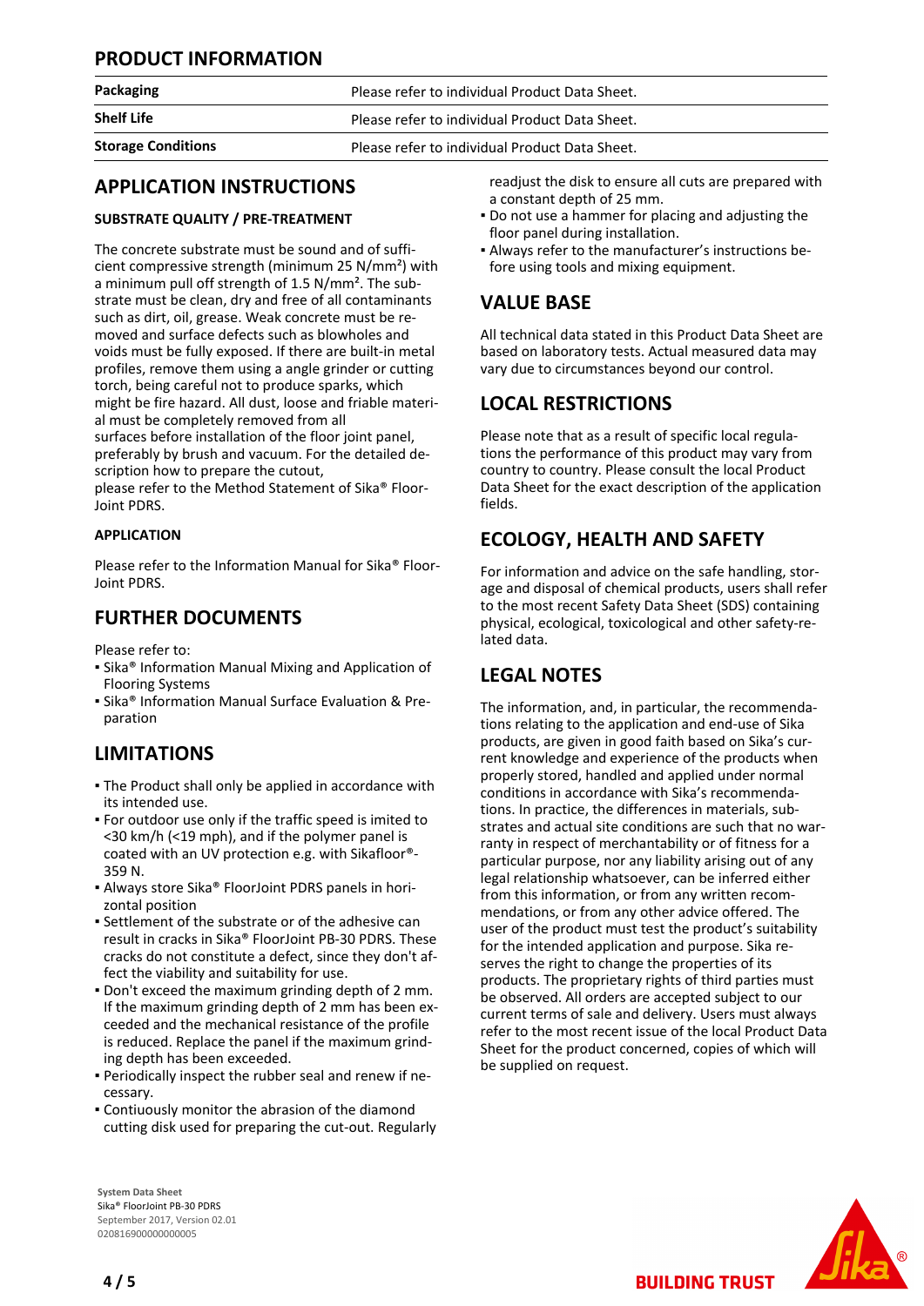## PRODUCT INFORMATION

| Packaging | Please refer to individual Product Data Sheet. |
|---|---|
| Shelf Life | Please refer to individual Product Data Sheet. |
| Storage Conditions | Please refer to individual Product Data Sheet. |

## APPLICATION INSTRUCTIONS

### SUBSTRATE QUALITY / PRE-TREATMENT

The concrete substrate must be sound and of sufficient compressive strength (minimum 25 N/mm²) with a minimum pull off strength of 1.5 N/mm². The substrate must be clean, dry and free of all contaminants such as dirt, oil, grease. Weak concrete must be removed and surface defects such as blowholes and voids must be fully exposed. If there are built-in metal profiles, remove them using a angle grinder or cutting torch, being careful not to produce sparks, which might be fire hazard. All dust, loose and friable material must be completely removed from all surfaces before installation of the floor joint panel, preferably by brush and vacuum. For the detailed description how to prepare the cutout, please refer to the Method Statement of Sika® FloorJoint PDRS.

### APPLICATION

Please refer to the Information Manual for Sika® FloorJoint PDRS.

## FURTHER DOCUMENTS

Please refer to:
- Sika® Information Manual Mixing and Application of Flooring Systems
- Sika® Information Manual Surface Evaluation & Preparation

## LIMITATIONS

- The Product shall only be applied in accordance with its intended use.
- For outdoor use only if the traffic speed is imited to <30 km/h (<19 mph), and if the polymer panel is coated with an UV protection e.g. with Sikafloor®-359 N.
- Always store Sika® FloorJoint PDRS panels in horizontal position
- Settlement of the substrate or of the adhesive can result in cracks in Sika® FloorJoint PB-30 PDRS. These cracks do not constitute a defect, since they don't affect the viability and suitability for use.
- Don't exceed the maximum grinding depth of 2 mm. If the maximum grinding depth of 2 mm has been exceeded and the mechanical resistance of the profile is reduced. Replace the panel if the maximum grinding depth has been exceeded.
- Periodically inspect the rubber seal and renew if necessary.
- Contiuously monitor the abrasion of the diamond cutting disk used for preparing the cut-out. Regularly readjust the disk to ensure all cuts are prepared with a constant depth of 25 mm.
- Do not use a hammer for placing and adjusting the floor panel during installation.
- Always refer to the manufacturer's instructions before using tools and mixing equipment.

## VALUE BASE

All technical data stated in this Product Data Sheet are based on laboratory tests. Actual measured data may vary due to circumstances beyond our control.

## LOCAL RESTRICTIONS

Please note that as a result of specific local regulations the performance of this product may vary from country to country. Please consult the local Product Data Sheet for the exact description of the application fields.

## ECOLOGY, HEALTH AND SAFETY

For information and advice on the safe handling, storage and disposal of chemical products, users shall refer to the most recent Safety Data Sheet (SDS) containing physical, ecological, toxicological and other safety-related data.

## LEGAL NOTES

The information, and, in particular, the recommendations relating to the application and end-use of Sika products, are given in good faith based on Sika's current knowledge and experience of the products when properly stored, handled and applied under normal conditions in accordance with Sika's recommendations. In practice, the differences in materials, substrates and actual site conditions are such that no warranty in respect of merchantability or of fitness for a particular purpose, nor any liability arising out of any legal relationship whatsoever, can be inferred either from this information, or from any written recommendations, or from any other advice offered. The user of the product must test the product's suitability for the intended application and purpose. Sika reserves the right to change the properties of its products. The proprietary rights of third parties must be observed. All orders are accepted subject to our current terms of sale and delivery. Users must always refer to the most recent issue of the local Product Data Sheet for the product concerned, copies of which will be supplied on request.

System Data Sheet
Sika® FloorJoint PB-30 PDRS
September 2017, Version 02.01
020816900000000005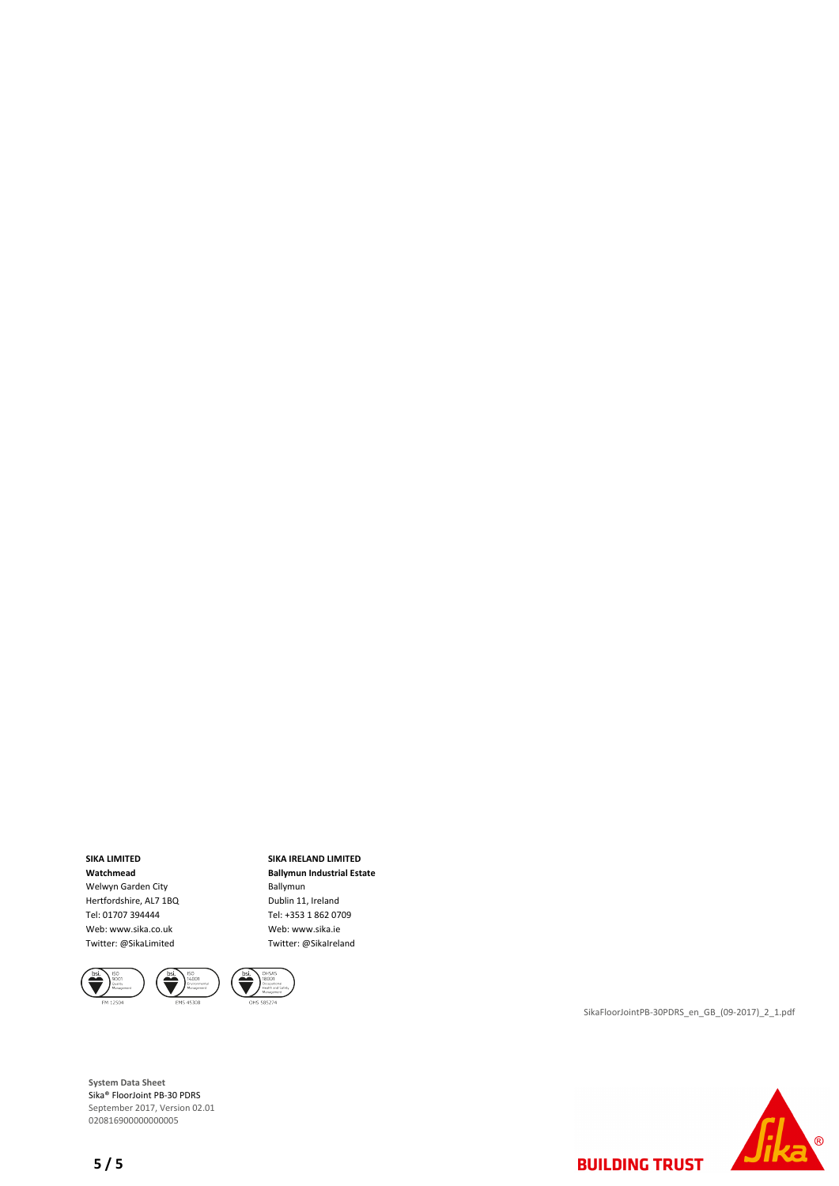**SIKA LIMITED**
**Watchmead**
Welwyn Garden City
Hertfordshire, AL7 1BQ
Tel: 01707 394444
Web: www.sika.co.uk
Twitter: @SikaLimited

**SIKA IRELAND LIMITED**
**Ballymun Industrial Estate**
Ballymun
Dublin 11, Ireland
Tel: +353 1 862 0709
Web: www.sika.ie
Twitter: @SikaIreland

bsi. ISO 9001 Quality Management FM 12504

bsi. ISO 14001 Environmental Management EMS 45308

bsi. OHSAS 18001 Occupational Health and Safety Management OHS 585274

SikaFloorJointPB-30PDRS_en_GB_(09-2017)_2_1.pdf

**System Data Sheet**
Sika® FloorJoint PB-30 PDRS
September 2017, Version 02.01
020816900000000005

**BUILDING TRUST**